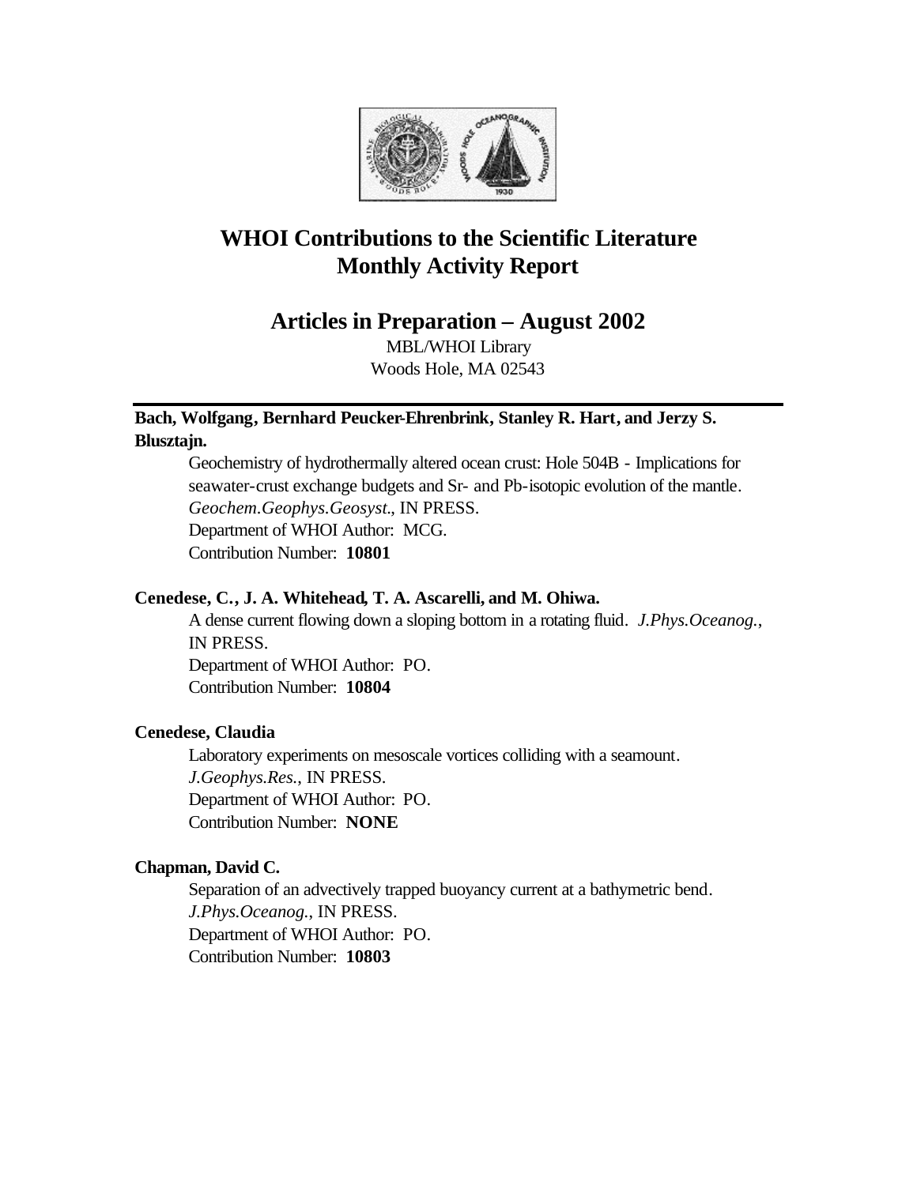# WHOI Contributions to the Scientific Literature
# Monthly Activity Report

## Articles in Preparation – August 2002

MBL/WHOI Library
Woods Hole, MA 02543

---

**Bach, Wolfgang, Bernhard Peucker-Ehrenbrink, Stanley R. Hart, and Jerzy S. Blusztajn.**

Geochemistry of hydrothermally altered ocean crust: Hole 504B - Implications for seawater-crust exchange budgets and Sr- and Pb-isotopic evolution of the mantle. *Geochem.Geophys.Geosyst.*, IN PRESS.
Department of WHOI Author: MCG.
Contribution Number: **10801**

**Cenedese, C., J. A. Whitehead, T. A. Ascarelli, and M. Ohiwa.**

A dense current flowing down a sloping bottom in a rotating fluid. *J.Phys.Oceanog.*, IN PRESS.
Department of WHOI Author: PO.
Contribution Number: **10804**

**Cenedese, Claudia**

Laboratory experiments on mesoscale vortices colliding with a seamount. *J.Geophys.Res.*, IN PRESS.
Department of WHOI Author: PO.
Contribution Number: **NONE**

**Chapman, David C.**

Separation of an advectively trapped buoyancy current at a bathymetric bend. *J.Phys.Oceanog.*, IN PRESS.
Department of WHOI Author: PO.
Contribution Number: **10803**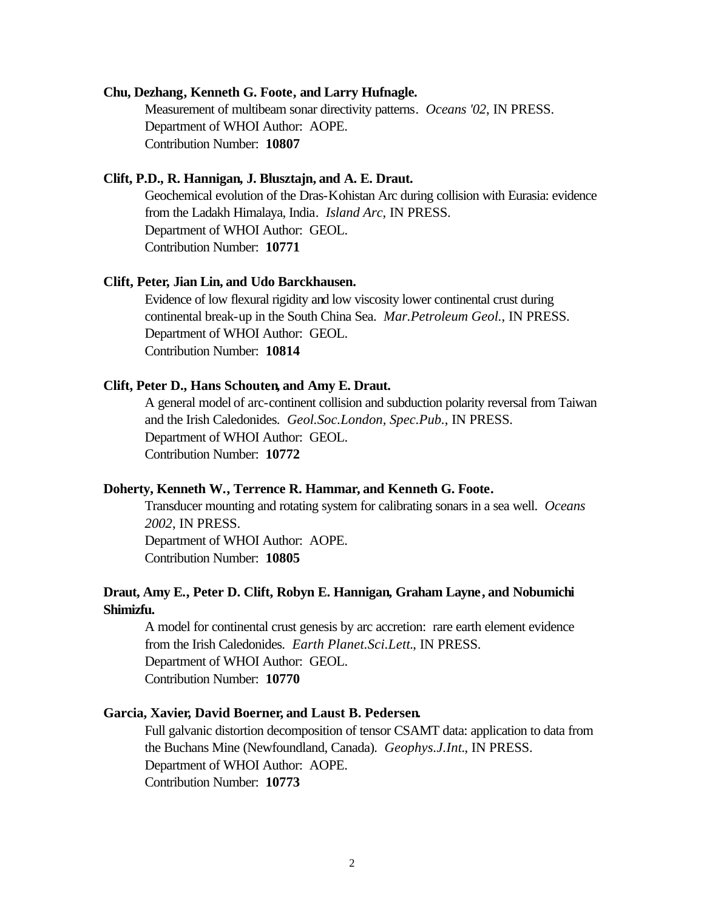**Chu, Dezhang, Kenneth G. Foote, and Larry Hufnagle.**

Measurement of multibeam sonar directivity patterns. *Oceans '02*, IN PRESS.
Department of WHOI Author: AOPE.
Contribution Number: **10807**

**Clift, P.D., R. Hannigan, J. Blusztajn, and A. E. Draut.**

Geochemical evolution of the Dras-Kohistan Arc during collision with Eurasia: evidence from the Ladakh Himalaya, India. *Island Arc*, IN PRESS.
Department of WHOI Author: GEOL.
Contribution Number: **10771**

**Clift, Peter, Jian Lin, and Udo Barckhausen.**

Evidence of low flexural rigidity and low viscosity lower continental crust during continental break-up in the South China Sea. *Mar.Petroleum Geol.*, IN PRESS.
Department of WHOI Author: GEOL.
Contribution Number: **10814**

**Clift, Peter D., Hans Schouten, and Amy E. Draut.**

A general model of arc-continent collision and subduction polarity reversal from Taiwan and the Irish Caledonides. *Geol.Soc.London, Spec.Pub.*, IN PRESS.
Department of WHOI Author: GEOL.
Contribution Number: **10772**

**Doherty, Kenneth W., Terrence R. Hammar, and Kenneth G. Foote.**

Transducer mounting and rotating system for calibrating sonars in a sea well. *Oceans 2002*, IN PRESS.
Department of WHOI Author: AOPE.
Contribution Number: **10805**

**Draut, Amy E., Peter D. Clift, Robyn E. Hannigan, Graham Layne, and Nobumichi Shimizfu.**

A model for continental crust genesis by arc accretion: rare earth element evidence from the Irish Caledonides. *Earth Planet.Sci.Lett.*, IN PRESS.
Department of WHOI Author: GEOL.
Contribution Number: **10770**

**Garcia, Xavier, David Boerner, and Laust B. Pedersen.**

Full galvanic distortion decomposition of tensor CSAMT data: application to data from the Buchans Mine (Newfoundland, Canada). *Geophys.J.Int.*, IN PRESS.
Department of WHOI Author: AOPE.
Contribution Number: **10773**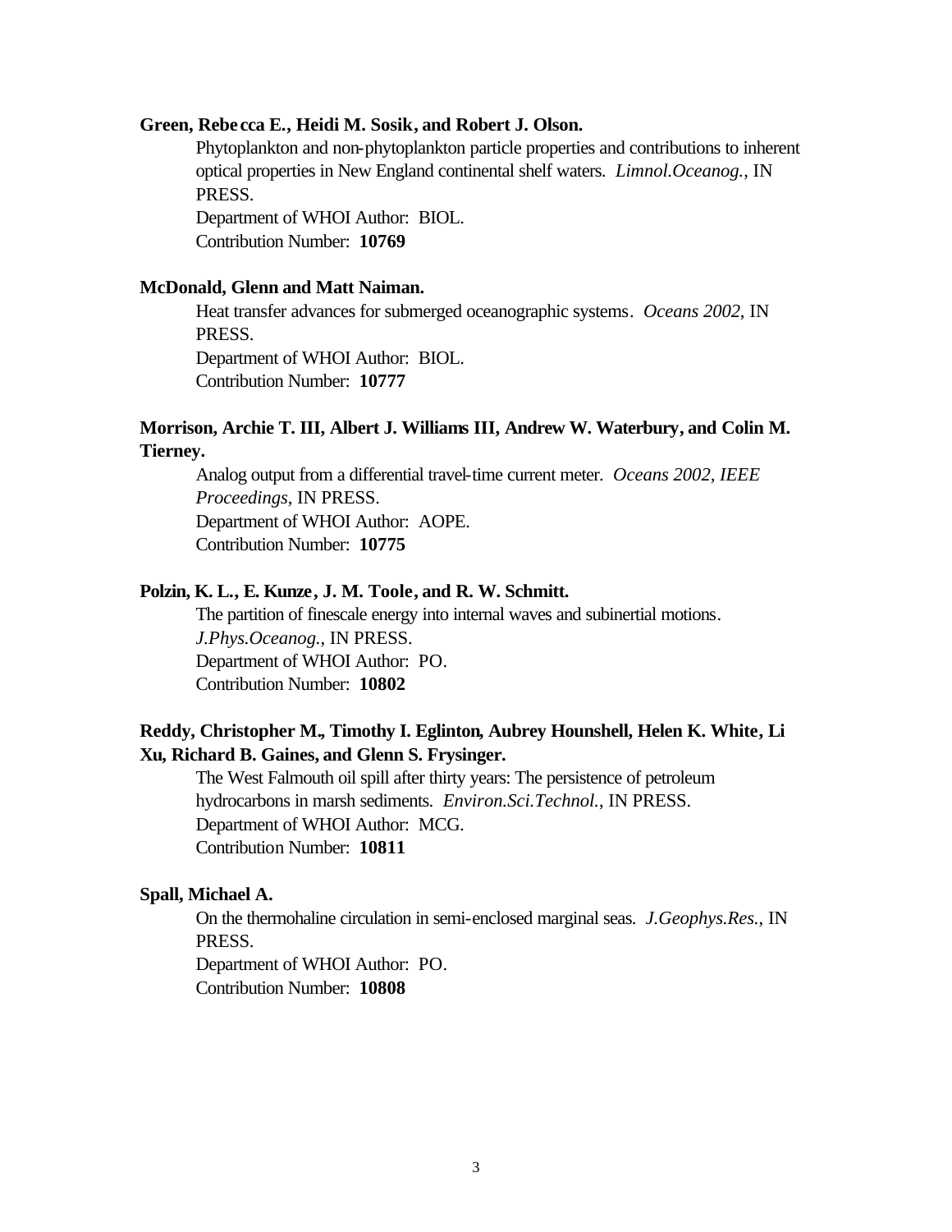**Green, Rebecca E., Heidi M. Sosik, and Robert J. Olson.**

Phytoplankton and non-phytoplankton particle properties and contributions to inherent optical properties in New England continental shelf waters. *Limnol.Oceanog.*, IN PRESS.
Department of WHOI Author: BIOL.
Contribution Number: **10769**

**McDonald, Glenn and Matt Naiman.**

Heat transfer advances for submerged oceanographic systems. *Oceans 2002*, IN PRESS.
Department of WHOI Author: BIOL.
Contribution Number: **10777**

**Morrison, Archie T. III, Albert J. Williams III, Andrew W. Waterbury, and Colin M. Tierney.**

Analog output from a differential travel-time current meter. *Oceans 2002, IEEE Proceedings*, IN PRESS.
Department of WHOI Author: AOPE.
Contribution Number: **10775**

**Polzin, K. L., E. Kunze, J. M. Toole, and R. W. Schmitt.**

The partition of finescale energy into internal waves and subinertial motions. *J.Phys.Oceanog.*, IN PRESS.
Department of WHOI Author: PO.
Contribution Number: **10802**

**Reddy, Christopher M., Timothy I. Eglinton, Aubrey Hounshell, Helen K. White, Li Xu, Richard B. Gaines, and Glenn S. Frysinger.**

The West Falmouth oil spill after thirty years: The persistence of petroleum hydrocarbons in marsh sediments. *Environ.Sci.Technol.*, IN PRESS.
Department of WHOI Author: MCG.
Contribution Number: **10811**

**Spall, Michael A.**

On the thermohaline circulation in semi-enclosed marginal seas. *J.Geophys.Res.*, IN PRESS.
Department of WHOI Author: PO.
Contribution Number: **10808**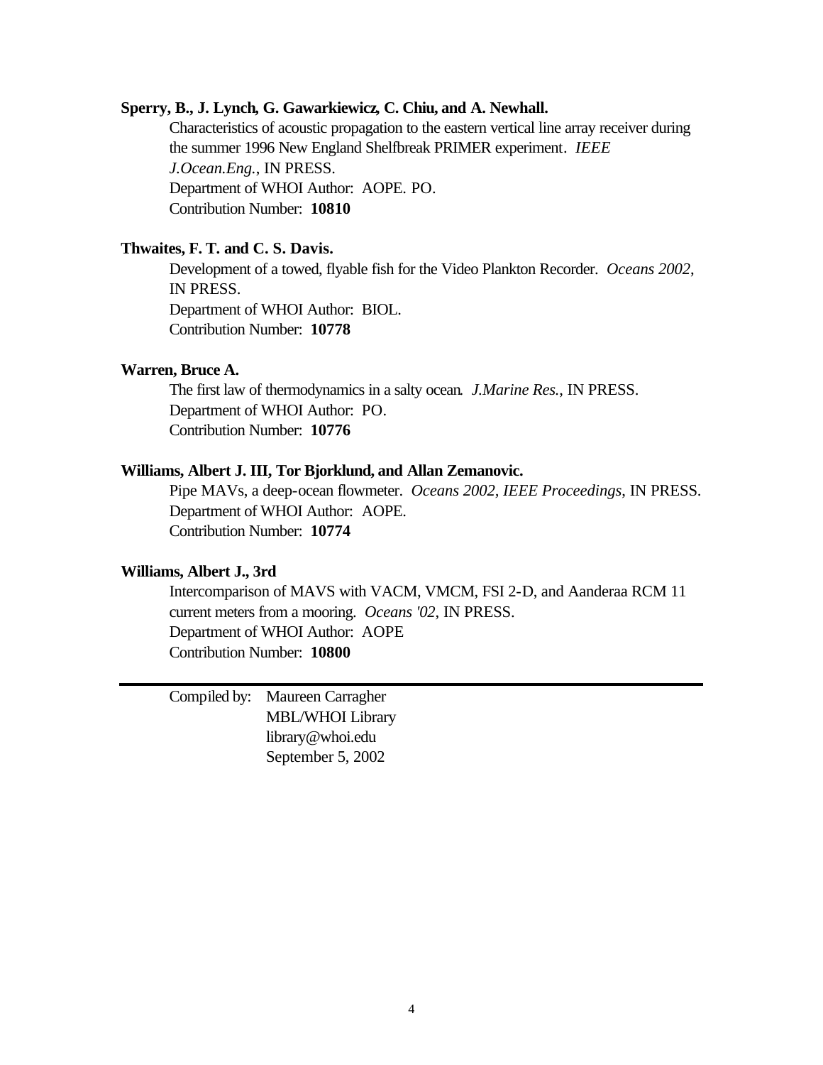**Sperry, B., J. Lynch, G. Gawarkiewicz, C. Chiu, and A. Newhall.**

Characteristics of acoustic propagation to the eastern vertical line array receiver during the summer 1996 New England Shelfbreak PRIMER experiment. *IEEE J.Ocean.Eng.*, IN PRESS.
Department of WHOI Author: AOPE. PO.
Contribution Number: **10810**

**Thwaites, F. T. and C. S. Davis.**

Development of a towed, flyable fish for the Video Plankton Recorder. *Oceans 2002*, IN PRESS.
Department of WHOI Author: BIOL.
Contribution Number: **10778**

**Warren, Bruce A.**

The first law of thermodynamics in a salty ocean. *J.Marine Res.*, IN PRESS.
Department of WHOI Author: PO.
Contribution Number: **10776**

**Williams, Albert J. III, Tor Bjorklund, and Allan Zemanovic.**

Pipe MAVs, a deep-ocean flowmeter. *Oceans 2002, IEEE Proceedings*, IN PRESS.
Department of WHOI Author: AOPE.
Contribution Number: **10774**

**Williams, Albert J., 3rd**

Intercomparison of MAVS with VACM, VMCM, FSI 2-D, and Aanderaa RCM 11 current meters from a mooring. *Oceans '02*, IN PRESS.
Department of WHOI Author: AOPE
Contribution Number: **10800**

---

Compiled by: Maureen Carragher
MBL/WHOI Library
library@whoi.edu
September 5, 2002